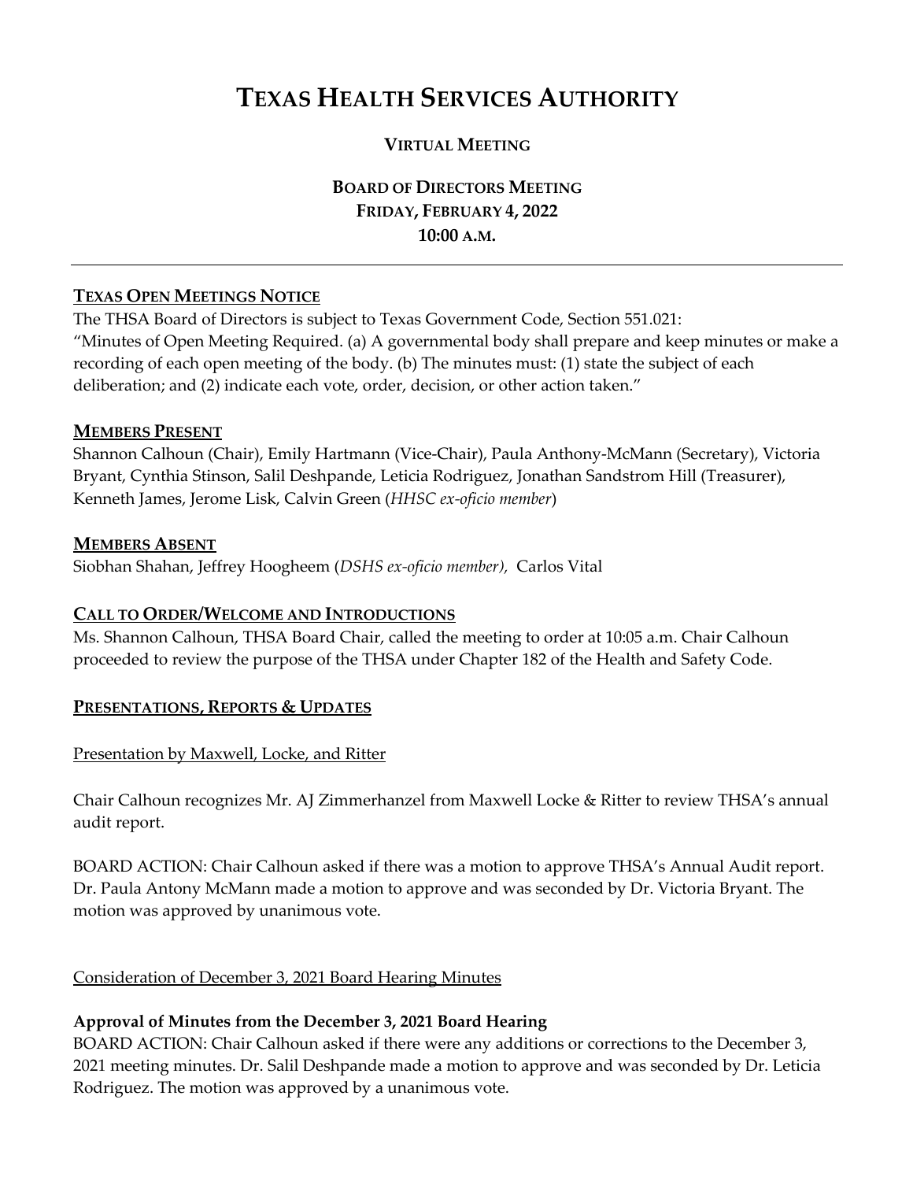# TEXAS HEALTH SERVICES AUTHORITY

## VIRTUAL MEETING

## BOARD OF DIRECTORS MEETING
## FRIDAY, FEBRUARY 4, 2022
## 10:00 A.M.

---

### TEXAS OPEN MEETINGS NOTICE

The THSA Board of Directors is subject to Texas Government Code, Section 551.021:
"Minutes of Open Meeting Required. (a) A governmental body shall prepare and keep minutes or make a recording of each open meeting of the body. (b) The minutes must: (1) state the subject of each deliberation; and (2) indicate each vote, order, decision, or other action taken."

### MEMBERS PRESENT

Shannon Calhoun (Chair), Emily Hartmann (Vice-Chair), Paula Anthony-McMann (Secretary), Victoria Bryant, Cynthia Stinson, Salil Deshpande, Leticia Rodriguez, Jonathan Sandstrom Hill (Treasurer), Kenneth James, Jerome Lisk, Calvin Green (*HHSC ex-oficio member*)

### MEMBERS ABSENT

Siobhan Shahan, Jeffrey Hoogheem (*DSHS ex-oficio member),* Carlos Vital

### CALL TO ORDER/WELCOME AND INTRODUCTIONS

Ms. Shannon Calhoun, THSA Board Chair, called the meeting to order at 10:05 a.m. Chair Calhoun proceeded to review the purpose of the THSA under Chapter 182 of the Health and Safety Code.

### PRESENTATIONS, REPORTS & UPDATES

Presentation by Maxwell, Locke, and Ritter

Chair Calhoun recognizes Mr. AJ Zimmerhanzel from Maxwell Locke & Ritter to review THSA's annual audit report.

BOARD ACTION: Chair Calhoun asked if there was a motion to approve THSA's Annual Audit report. Dr. Paula Antony McMann made a motion to approve and was seconded by Dr. Victoria Bryant. The motion was approved by unanimous vote.

Consideration of December 3, 2021 Board Hearing Minutes

**Approval of Minutes from the December 3, 2021 Board Hearing**

BOARD ACTION: Chair Calhoun asked if there were any additions or corrections to the December 3, 2021 meeting minutes. Dr. Salil Deshpande made a motion to approve and was seconded by Dr. Leticia Rodriguez. The motion was approved by a unanimous vote.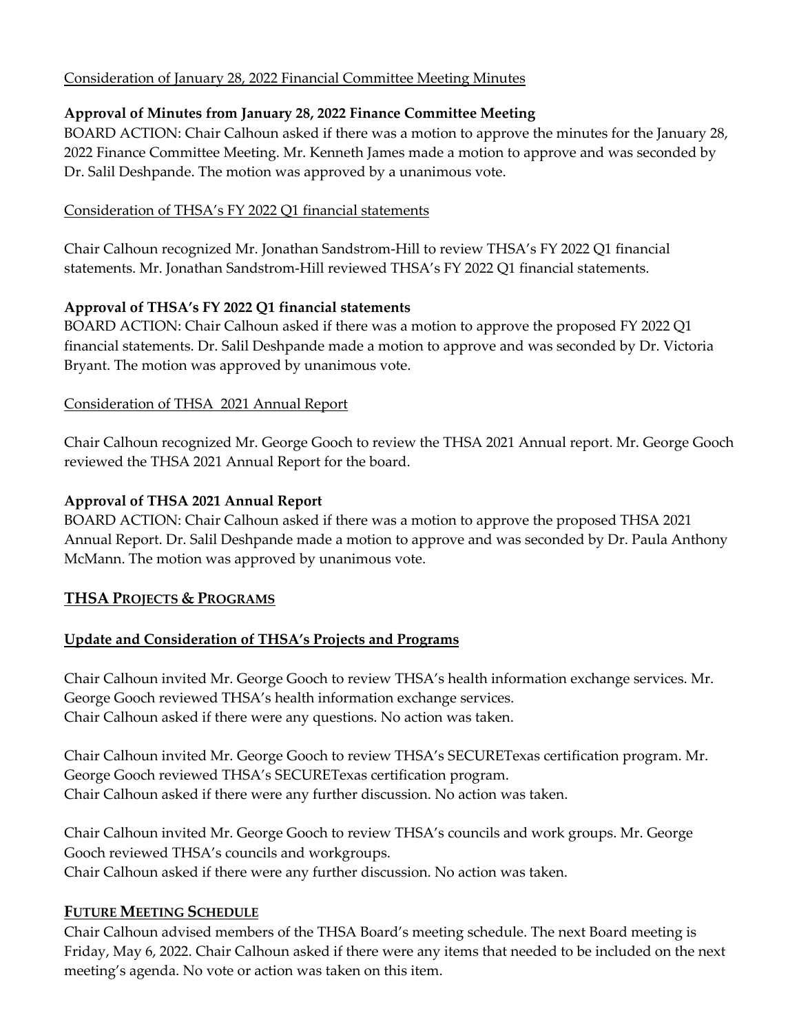Consideration of January 28, 2022 Financial Committee Meeting Minutes

**Approval of Minutes from January 28, 2022 Finance Committee Meeting**

BOARD ACTION: Chair Calhoun asked if there was a motion to approve the minutes for the January 28, 2022 Finance Committee Meeting. Mr. Kenneth James made a motion to approve and was seconded by Dr. Salil Deshpande. The motion was approved by a unanimous vote.

Consideration of THSA's FY 2022 Q1 financial statements

Chair Calhoun recognized Mr. Jonathan Sandstrom-Hill to review THSA's FY 2022 Q1 financial statements. Mr. Jonathan Sandstrom-Hill reviewed THSA's FY 2022 Q1 financial statements.

**Approval of THSA's FY 2022 Q1 financial statements**

BOARD ACTION: Chair Calhoun asked if there was a motion to approve the proposed FY 2022 Q1 financial statements. Dr. Salil Deshpande made a motion to approve and was seconded by Dr. Victoria Bryant. The motion was approved by unanimous vote.

Consideration of THSA 2021 Annual Report

Chair Calhoun recognized Mr. George Gooch to review the THSA 2021 Annual report. Mr. George Gooch reviewed the THSA 2021 Annual Report for the board.

**Approval of THSA 2021 Annual Report**

BOARD ACTION: Chair Calhoun asked if there was a motion to approve the proposed THSA 2021 Annual Report. Dr. Salil Deshpande made a motion to approve and was seconded by Dr. Paula Anthony McMann. The motion was approved by unanimous vote.

## THSA PROJECTS & PROGRAMS

**Update and Consideration of THSA's Projects and Programs**

Chair Calhoun invited Mr. George Gooch to review THSA's health information exchange services. Mr. George Gooch reviewed THSA's health information exchange services.
Chair Calhoun asked if there were any questions. No action was taken.

Chair Calhoun invited Mr. George Gooch to review THSA's SECURETexas certification program. Mr. George Gooch reviewed THSA's SECURETexas certification program.
Chair Calhoun asked if there were any further discussion. No action was taken.

Chair Calhoun invited Mr. George Gooch to review THSA's councils and work groups. Mr. George Gooch reviewed THSA's councils and workgroups.
Chair Calhoun asked if there were any further discussion. No action was taken.

## FUTURE MEETING SCHEDULE

Chair Calhoun advised members of the THSA Board's meeting schedule. The next Board meeting is Friday, May 6, 2022. Chair Calhoun asked if there were any items that needed to be included on the next meeting's agenda. No vote or action was taken on this item.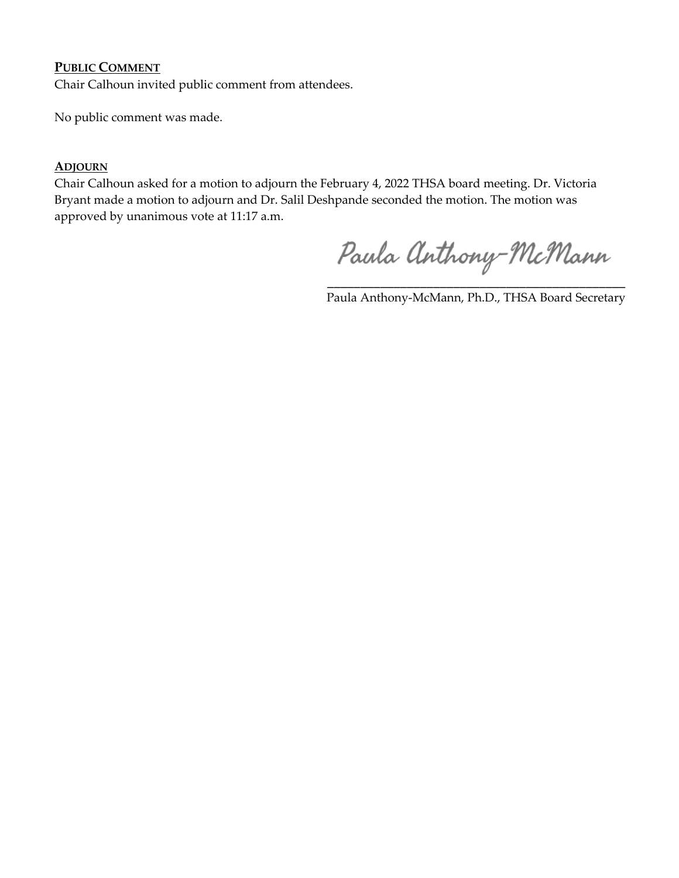**PUBLIC COMMENT**

Chair Calhoun invited public comment from attendees.

No public comment was made.

**ADJOURN**

Chair Calhoun asked for a motion to adjourn the February 4, 2022 THSA board meeting. Dr. Victoria Bryant made a motion to adjourn and Dr. Salil Deshpande seconded the motion. The motion was approved by unanimous vote at 11:17 a.m.

Paula Anthony-McMann

Paula Anthony-McMann, Ph.D., THSA Board Secretary